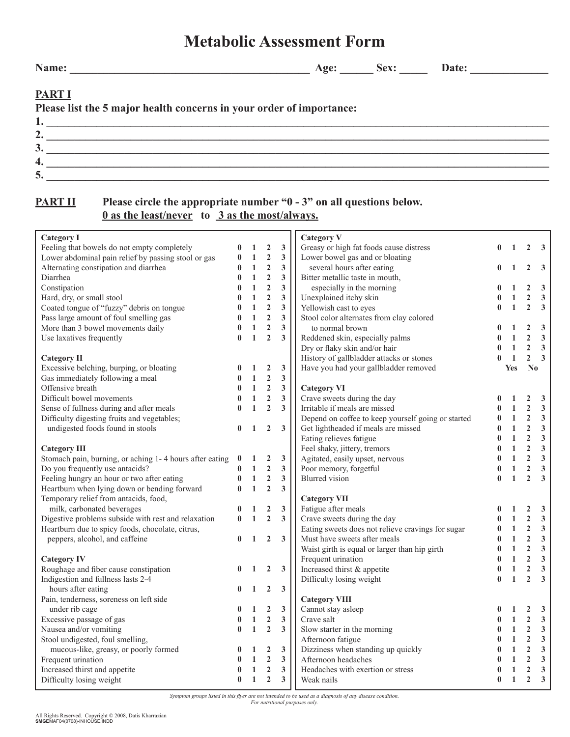# Metabolic Assessment Form

**Name:** ____________________________________________ **Age:** ______ **Sex:** _____ **Date:** ______________

## PART I

**Please list the 5 major health concerns in your order of importance:**

1. ________________________________________________________________
2. ________________________________________________________________
3. ________________________________________________________________
4. ________________________________________________________________
5. ________________________________________________________________

## PART II

**Please circle the appropriate number "0 - 3" on all questions below.**
**<u>0 as the least/never</u> to <u>3 as the most/always.</u>**

| Category I | | | | |
|---|---|---|---|---|
| Feeling that bowels do not empty completely | 0 | 1 | 2 | 3 |
| Lower abdominal pain relief by passing stool or gas | 0 | 1 | 2 | 3 |
| Alternating constipation and diarrhea | 0 | 1 | 2 | 3 |
| Diarrhea | 0 | 1 | 2 | 3 |
| Constipation | 0 | 1 | 2 | 3 |
| Hard, dry, or small stool | 0 | 1 | 2 | 3 |
| Coated tongue of "fuzzy" debris on tongue | 0 | 1 | 2 | 3 |
| Pass large amount of foul smelling gas | 0 | 1 | 2 | 3 |
| More than 3 bowel movements daily | 0 | 1 | 2 | 3 |
| Use laxatives frequently | 0 | 1 | 2 | 3 |

| Category II | | | | |
|---|---|---|---|---|
| Excessive belching, burping, or bloating | 0 | 1 | 2 | 3 |
| Gas immediately following a meal | 0 | 1 | 2 | 3 |
| Offensive breath | 0 | 1 | 2 | 3 |
| Difficult bowel movements | 0 | 1 | 2 | 3 |
| Sense of fullness during and after meals | 0 | 1 | 2 | 3 |
| Difficulty digesting fruits and vegetables; undigested foods found in stools | 0 | 1 | 2 | 3 |

| Category III | | | | |
|---|---|---|---|---|
| Stomach pain, burning, or aching 1- 4 hours after eating | 0 | 1 | 2 | 3 |
| Do you frequently use antacids? | 0 | 1 | 2 | 3 |
| Feeling hungry an hour or two after eating | 0 | 1 | 2 | 3 |
| Heartburn when lying down or bending forward | 0 | 1 | 2 | 3 |
| Temporary relief from antacids, food, milk, carbonated beverages | 0 | 1 | 2 | 3 |
| Digestive problems subside with rest and relaxation | 0 | 1 | 2 | 3 |
| Heartburn due to spicy foods, chocolate, citrus, peppers, alcohol, and caffeine | 0 | 1 | 2 | 3 |

| Category IV | | | | |
|---|---|---|---|---|
| Roughage and fiber cause constipation | 0 | 1 | 2 | 3 |
| Indigestion and fullness lasts 2-4 hours after eating | 0 | 1 | 2 | 3 |
| Pain, tenderness, soreness on left side under rib cage | 0 | 1 | 2 | 3 |
| Excessive passage of gas | 0 | 1 | 2 | 3 |
| Nausea and/or vomiting | 0 | 1 | 2 | 3 |
| Stool undigested, foul smelling, mucous-like, greasy, or poorly formed | 0 | 1 | 2 | 3 |
| Frequent urination | 0 | 1 | 2 | 3 |
| Increased thirst and appetite | 0 | 1 | 2 | 3 |
| Difficulty losing weight | 0 | 1 | 2 | 3 |

| Category V | | | | |
|---|---|---|---|---|
| Greasy or high fat foods cause distress | 0 | 1 | 2 | 3 |
| Lower bowel gas and or bloating several hours after eating | 0 | 1 | 2 | 3 |
| Bitter metallic taste in mouth, especially in the morning | 0 | 1 | 2 | 3 |
| Unexplained itchy skin | 0 | 1 | 2 | 3 |
| Yellowish cast to eyes | 0 | 1 | 2 | 3 |
| Stool color alternates from clay colored to normal brown | 0 | 1 | 2 | 3 |
| Reddened skin, especially palms | 0 | 1 | 2 | 3 |
| Dry or flaky skin and/or hair | 0 | 1 | 2 | 3 |
| History of gallbladder attacks or stones | 0 | 1 | 2 | 3 |
| Have you had your gallbladder removed | Yes | No | | |

| Category VI | | | | |
|---|---|---|---|---|
| Crave sweets during the day | 0 | 1 | 2 | 3 |
| Irritable if meals are missed | 0 | 1 | 2 | 3 |
| Depend on coffee to keep yourself going or started | 0 | 1 | 2 | 3 |
| Get lightheaded if meals are missed | 0 | 1 | 2 | 3 |
| Eating relieves fatigue | 0 | 1 | 2 | 3 |
| Feel shaky, jittery, tremors | 0 | 1 | 2 | 3 |
| Agitated, easily upset, nervous | 0 | 1 | 2 | 3 |
| Poor memory, forgetful | 0 | 1 | 2 | 3 |
| Blurred vision | 0 | 1 | 2 | 3 |

| Category VII | | | | |
|---|---|---|---|---|
| Fatigue after meals | 0 | 1 | 2 | 3 |
| Crave sweets during the day | 0 | 1 | 2 | 3 |
| Eating sweets does not relieve cravings for sugar | 0 | 1 | 2 | 3 |
| Must have sweets after meals | 0 | 1 | 2 | 3 |
| Waist girth is equal or larger than hip girth | 0 | 1 | 2 | 3 |
| Frequent urination | 0 | 1 | 2 | 3 |
| Increased thirst & appetite | 0 | 1 | 2 | 3 |
| Difficulty losing weight | 0 | 1 | 2 | 3 |

| Category VIII | | | | |
|---|---|---|---|---|
| Cannot stay asleep | 0 | 1 | 2 | 3 |
| Crave salt | 0 | 1 | 2 | 3 |
| Slow starter in the morning | 0 | 1 | 2 | 3 |
| Afternoon fatigue | 0 | 1 | 2 | 3 |
| Dizziness when standing up quickly | 0 | 1 | 2 | 3 |
| Afternoon headaches | 0 | 1 | 2 | 3 |
| Headaches with exertion or stress | 0 | 1 | 2 | 3 |
| Weak nails | 0 | 1 | 2 | 3 |

*Symptom groups listed in this flyer are not intended to be used as a diagnosis of any disease condition. For nutritional purposes only.*

All Rights Reserved. Copyright © 2008, Datis Kharrazian
**SMGE**MAF04(0708)-INHOUSE.INDD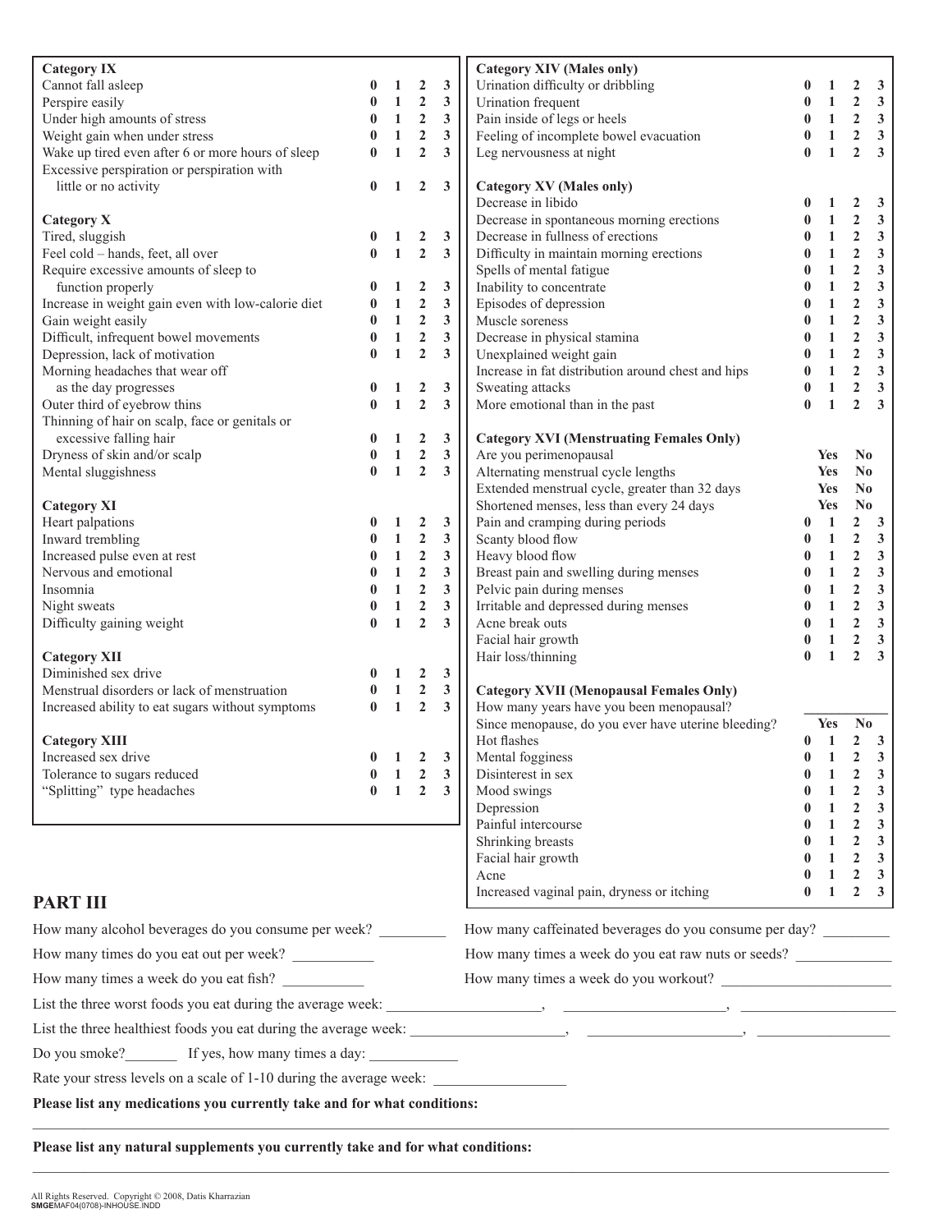| Category IX | | | | |
|---|---|---|---|---|
| Cannot fall asleep | 0 | 1 | 2 | 3 |
| Perspire easily | 0 | 1 | 2 | 3 |
| Under high amounts of stress | 0 | 1 | 2 | 3 |
| Weight gain when under stress | 0 | 1 | 2 | 3 |
| Wake up tired even after 6 or more hours of sleep | 0 | 1 | 2 | 3 |
| Excessive perspiration or perspiration with little or no activity | 0 | 1 | 2 | 3 |

| Category X | | | | |
|---|---|---|---|---|
| Tired, sluggish | 0 | 1 | 2 | 3 |
| Feel cold – hands, feet, all over | 0 | 1 | 2 | 3 |
| Require excessive amounts of sleep to function properly | 0 | 1 | 2 | 3 |
| Increase in weight gain even with low-calorie diet | 0 | 1 | 2 | 3 |
| Gain weight easily | 0 | 1 | 2 | 3 |
| Difficult, infrequent bowel movements | 0 | 1 | 2 | 3 |
| Depression, lack of motivation | 0 | 1 | 2 | 3 |
| Morning headaches that wear off as the day progresses | 0 | 1 | 2 | 3 |
| Outer third of eyebrow thins | 0 | 1 | 2 | 3 |
| Thinning of hair on scalp, face or genitals or excessive falling hair | 0 | 1 | 2 | 3 |
| Dryness of skin and/or scalp | 0 | 1 | 2 | 3 |
| Mental sluggishness | 0 | 1 | 2 | 3 |

| Category XI | | | | |
|---|---|---|---|---|
| Heart palpations | 0 | 1 | 2 | 3 |
| Inward trembling | 0 | 1 | 2 | 3 |
| Increased pulse even at rest | 0 | 1 | 2 | 3 |
| Nervous and emotional | 0 | 1 | 2 | 3 |
| Insomnia | 0 | 1 | 2 | 3 |
| Night sweats | 0 | 1 | 2 | 3 |
| Difficulty gaining weight | 0 | 1 | 2 | 3 |

| Category XII | | | | |
|---|---|---|---|---|
| Diminished sex drive | 0 | 1 | 2 | 3 |
| Menstrual disorders or lack of menstruation | 0 | 1 | 2 | 3 |
| Increased ability to eat sugars without symptoms | 0 | 1 | 2 | 3 |

| Category XIII | | | | |
|---|---|---|---|---|
| Increased sex drive | 0 | 1 | 2 | 3 |
| Tolerance to sugars reduced | 0 | 1 | 2 | 3 |
| "Splitting" type headaches | 0 | 1 | 2 | 3 |

| Category XIV (Males only) | | | | |
|---|---|---|---|---|
| Urination difficulty or dribbling | 0 | 1 | 2 | 3 |
| Urination frequent | 0 | 1 | 2 | 3 |
| Pain inside of legs or heels | 0 | 1 | 2 | 3 |
| Feeling of incomplete bowel evacuation | 0 | 1 | 2 | 3 |
| Leg nervousness at night | 0 | 1 | 2 | 3 |

| Category XV (Males only) | | | | |
|---|---|---|---|---|
| Decrease in libido | 0 | 1 | 2 | 3 |
| Decrease in spontaneous morning erections | 0 | 1 | 2 | 3 |
| Decrease in fullness of erections | 0 | 1 | 2 | 3 |
| Difficulty in maintain morning erections | 0 | 1 | 2 | 3 |
| Spells of mental fatigue | 0 | 1 | 2 | 3 |
| Inability to concentrate | 0 | 1 | 2 | 3 |
| Episodes of depression | 0 | 1 | 2 | 3 |
| Muscle soreness | 0 | 1 | 2 | 3 |
| Decrease in physical stamina | 0 | 1 | 2 | 3 |
| Unexplained weight gain | 0 | 1 | 2 | 3 |
| Increase in fat distribution around chest and hips | 0 | 1 | 2 | 3 |
| Sweating attacks | 0 | 1 | 2 | 3 |
| More emotional than in the past | 0 | 1 | 2 | 3 |

| Category XVI (Menstruating Females Only) | | | | |
|---|---|---|---|---|
| Are you perimenopausal | | Yes | No | |
| Alternating menstrual cycle lengths | | Yes | No | |
| Extended menstrual cycle, greater than 32 days | | Yes | No | |
| Shortened menses, less than every 24 days | | Yes | No | |
| Pain and cramping during periods | 0 | 1 | 2 | 3 |
| Scanty blood flow | 0 | 1 | 2 | 3 |
| Heavy blood flow | 0 | 1 | 2 | 3 |
| Breast pain and swelling during menses | 0 | 1 | 2 | 3 |
| Pelvic pain during menses | 0 | 1 | 2 | 3 |
| Irritable and depressed during menses | 0 | 1 | 2 | 3 |
| Acne break outs | 0 | 1 | 2 | 3 |
| Facial hair growth | 0 | 1 | 2 | 3 |
| Hair loss/thinning | 0 | 1 | 2 | 3 |

| Category XVII (Menopausal Females Only) | | | | |
|---|---|---|---|---|
| How many years have you been menopausal? | ________ | | | |
| Since menopause, do you ever have uterine bleeding? | | Yes | No | |
| Hot flashes | 0 | 1 | 2 | 3 |
| Mental fogginess | 0 | 1 | 2 | 3 |
| Disinterest in sex | 0 | 1 | 2 | 3 |
| Mood swings | 0 | 1 | 2 | 3 |
| Depression | 0 | 1 | 2 | 3 |
| Painful intercourse | 0 | 1 | 2 | 3 |
| Shrinking breasts | 0 | 1 | 2 | 3 |
| Facial hair growth | 0 | 1 | 2 | 3 |
| Acne | 0 | 1 | 2 | 3 |
| Increased vaginal pain, dryness or itching | 0 | 1 | 2 | 3 |

## PART III

How many alcohol beverages do you consume per week? _________

How many caffeinated beverages do you consume per day? _________

How many times do you eat out per week? ___________

How many times a week do you eat raw nuts or seeds? _____________

How many times a week do you eat fish? ___________

How many times a week do you workout? _______________________

List the three worst foods you eat during the average week: _____________________, _____________________, _____________________

List the three healthiest foods you eat during the average week: _____________________, _____________________, _____________________

Do you smoke?_______ If yes, how many times a day: ____________

Rate your stress levels on a scale of 1-10 during the average week: __________________

**Please list any medications you currently take and for what conditions:**

______________________________________________________________________________

**Please list any natural supplements you currently take and for what conditions:**

______________________________________________________________________________

All Rights Reserved. Copyright © 2008, Datis Kharrazian

**SMGE**MAF04(0708)-INHOUSE.INDD